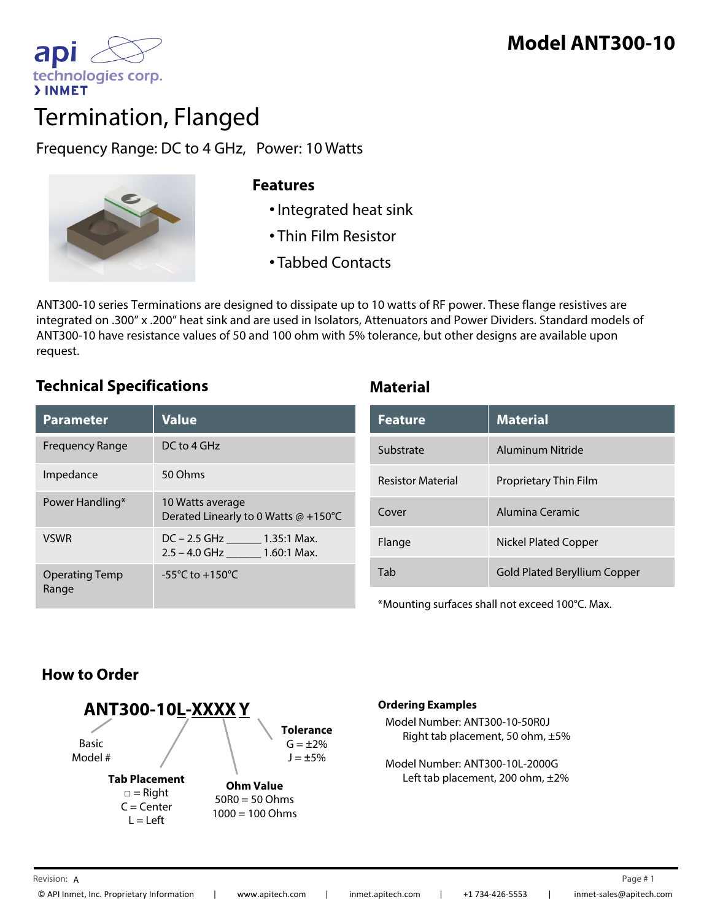# Model ANT300-10

api technologies corp.
› INMET

# Termination, Flanged

Frequency Range: DC to 4 GHz, Power: 10 Watts

## Features

- Integrated heat sink
- Thin Film Resistor
- Tabbed Contacts

ANT300-10 series Terminations are designed to dissipate up to 10 watts of RF power. These flange resistives are integrated on .300" x .200" heat sink and are used in Isolators, Attenuators and Power Dividers. Standard models of ANT300-10 have resistance values of 50 and 100 ohm with 5% tolerance, but other designs are available upon request.

## Technical Specifications

| Parameter | Value |
|---|---|
| Frequency Range | DC to 4 GHz |
| Impedance | 50 Ohms |
| Power Handling* | 10 Watts average<br>Derated Linearly to 0 Watts @ +150°C |
| VSWR | DC – 2.5 GHz ______ 1.35:1 Max.<br>2.5 – 4.0 GHz ______ 1.60:1 Max. |
| Operating Temp Range | -55°C to +150°C |

## Material

| Feature | Material |
|---|---|
| Substrate | Aluminum Nitride |
| Resistor Material | Proprietary Thin Film |
| Cover | Alumina Ceramic |
| Flange | Nickel Plated Copper |
| Tab | Gold Plated Beryllium Copper |

*Mounting surfaces shall not exceed 100°C. Max.

## How to Order

**ANT300-10L-XXXX Y**

- Basic Model #
- **Tab Placement**
  - □ = Right
  - C = Center
  - L = Left
- **Ohm Value**
  - 50R0 = 50 Ohms
  - 1000 = 100 Ohms
- **Tolerance**
  - G = ±2%
  - J = ±5%

**Ordering Examples**

Model Number: ANT300-10-50R0J
Right tab placement, 50 ohm, ±5%

Model Number: ANT300-10L-2000G
Left tab placement, 200 ohm, ±2%

Revision: A

© API Inmet, Inc. Proprietary Information | www.apitech.com | inmet.apitech.com | +1 734-426-5553 | inmet-sales@apitech.com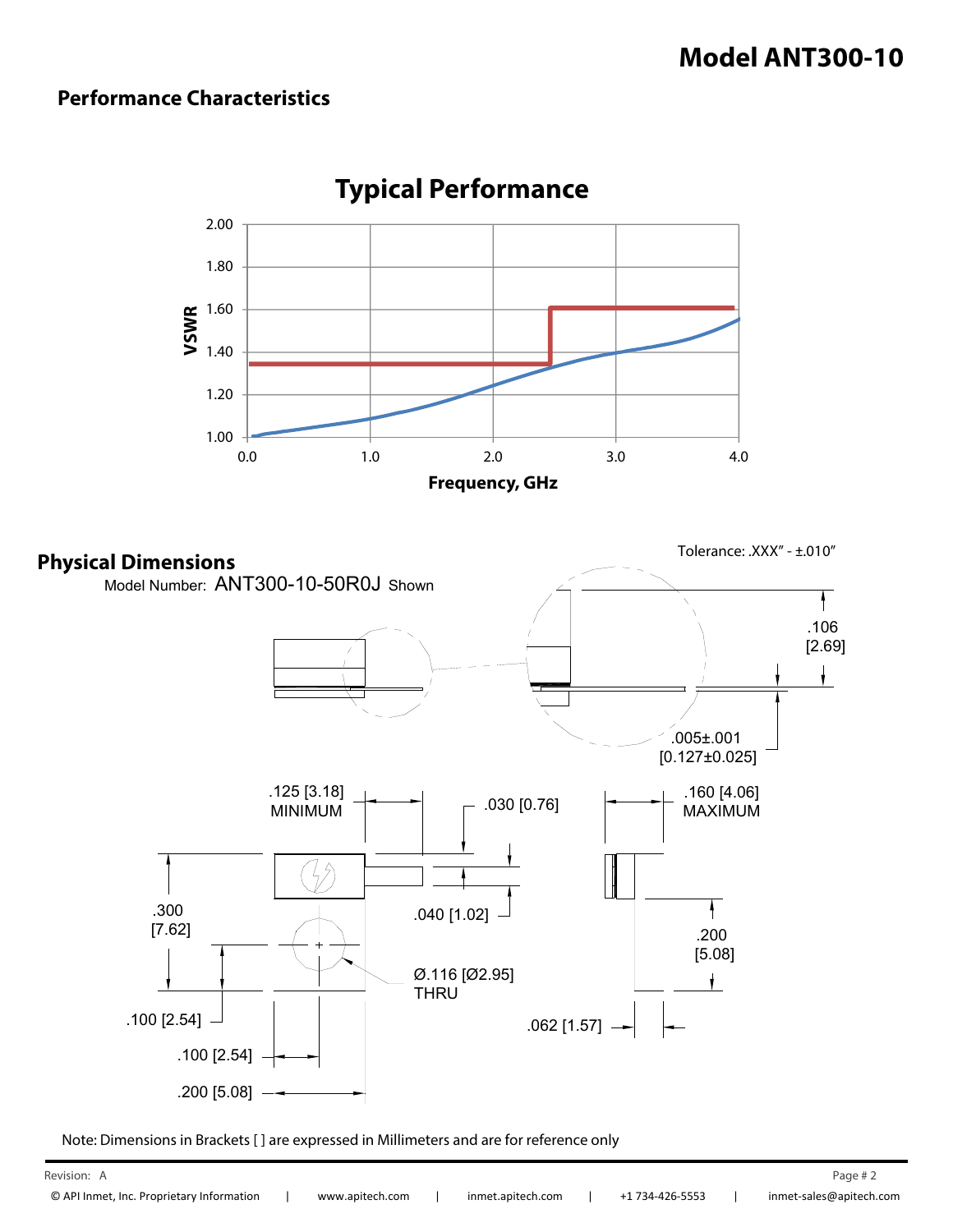# Model ANT300-10

## Performance Characteristics

**Typical Performance**

VSWR

2.00
1.80
1.60
1.40
1.20
1.00

0.0
1.0
2.0
3.0
4.0

**Frequency, GHz**

## Physical Dimensions

Model Number: ANT300-10-50R0J Shown

Tolerance: .XXX" - ±.010"

.106 [2.69]

.005±.001 [0.127±0.025]

.125 [3.18] MINIMUM

.030 [0.76]

.160 [4.06] MAXIMUM

.300 [7.62]

.040 [1.02]

.200 [5.08]

Ø.116 [Ø2.95] THRU

.100 [2.54]

.062 [1.57]

.100 [2.54]

.200 [5.08]

Note: Dimensions in Brackets [ ] are expressed in Millimeters and are for reference only

Revision: A

© API Inmet, Inc. Proprietary Information | www.apitech.com | inmet.apitech.com | +1 734-426-5553 | inmet-sales@apitech.com